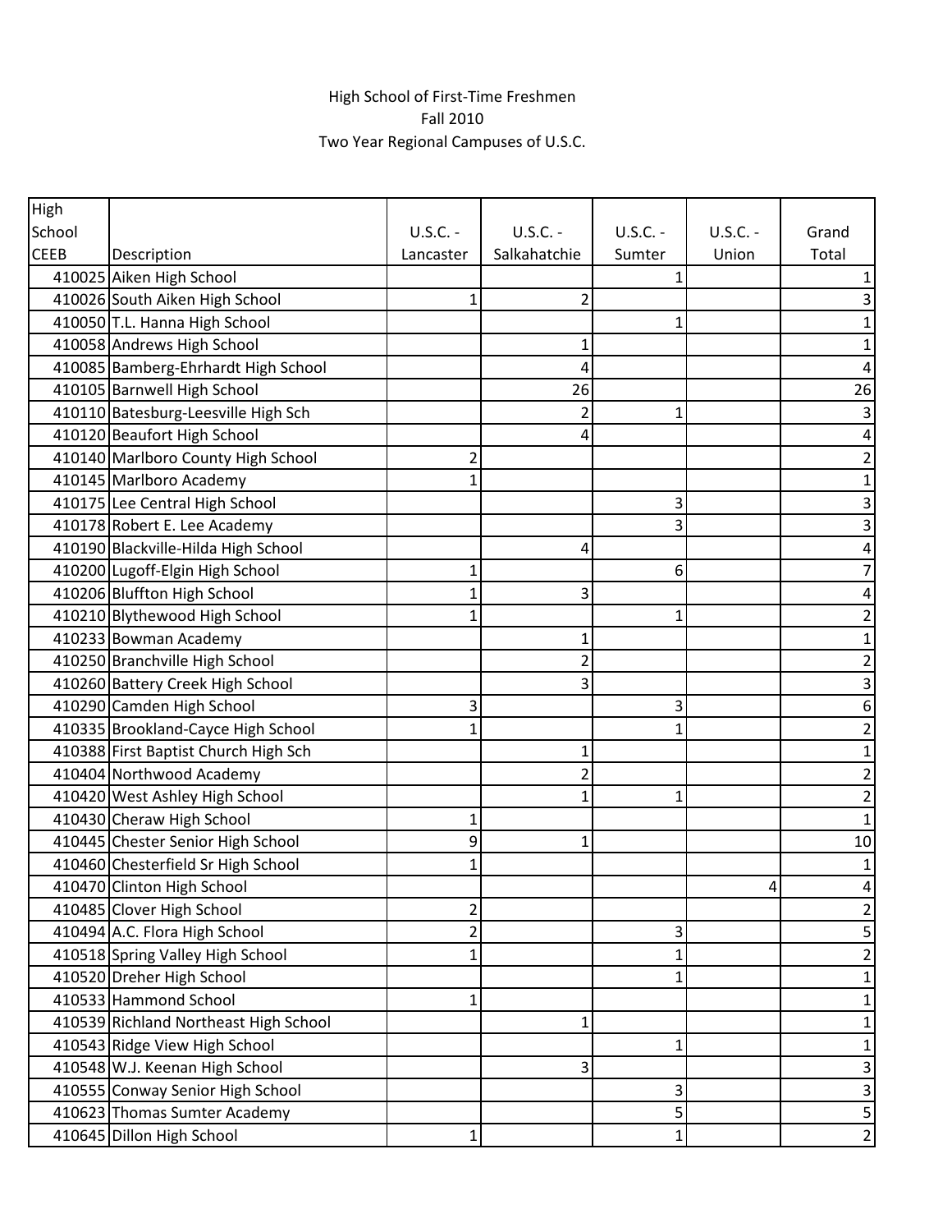High School of First-Time Freshmen
Fall 2010
Two Year Regional Campuses of U.S.C.

| High School CEEB | Description | U.S.C. - Lancaster | U.S.C. - Salkahatchie | U.S.C. - Sumter | U.S.C. - Union | Grand Total |
|---|---|---|---|---|---|---|
| 410025 | Aiken High School | | | 1 | | 1 |
| 410026 | South Aiken High School | 1 | 2 | | | 3 |
| 410050 | T.L. Hanna High School | | | 1 | | 1 |
| 410058 | Andrews High School | | 1 | | | 1 |
| 410085 | Bamberg-Ehrhardt High School | | 4 | | | 4 |
| 410105 | Barnwell High School | | 26 | | | 26 |
| 410110 | Batesburg-Leesville High Sch | | 2 | 1 | | 3 |
| 410120 | Beaufort High School | | 4 | | | 4 |
| 410140 | Marlboro County High School | 2 | | | | 2 |
| 410145 | Marlboro Academy | 1 | | | | 1 |
| 410175 | Lee Central High School | | | 3 | | 3 |
| 410178 | Robert E. Lee Academy | | | 3 | | 3 |
| 410190 | Blackville-Hilda High School | | 4 | | | 4 |
| 410200 | Lugoff-Elgin High School | 1 | | 6 | | 7 |
| 410206 | Bluffton High School | 1 | 3 | | | 4 |
| 410210 | Blythewood High School | 1 | | 1 | | 2 |
| 410233 | Bowman Academy | | 1 | | | 1 |
| 410250 | Branchville High School | | 2 | | | 2 |
| 410260 | Battery Creek High School | | 3 | | | 3 |
| 410290 | Camden High School | 3 | | 3 | | 6 |
| 410335 | Brookland-Cayce High School | 1 | | 1 | | 2 |
| 410388 | First Baptist Church High Sch | | 1 | | | 1 |
| 410404 | Northwood Academy | | 2 | | | 2 |
| 410420 | West Ashley High School | | 1 | 1 | | 2 |
| 410430 | Cheraw High School | 1 | | | | 1 |
| 410445 | Chester Senior High School | 9 | 1 | | | 10 |
| 410460 | Chesterfield Sr High School | 1 | | | | 1 |
| 410470 | Clinton High School | | | | 4 | 4 |
| 410485 | Clover High School | 2 | | | | 2 |
| 410494 | A.C. Flora High School | 2 | | 3 | | 5 |
| 410518 | Spring Valley High School | 1 | | 1 | | 2 |
| 410520 | Dreher High School | | | 1 | | 1 |
| 410533 | Hammond School | 1 | | | | 1 |
| 410539 | Richland Northeast High School | | 1 | | | 1 |
| 410543 | Ridge View High School | | | 1 | | 1 |
| 410548 | W.J. Keenan High School | | 3 | | | 3 |
| 410555 | Conway Senior High School | | | 3 | | 3 |
| 410623 | Thomas Sumter Academy | | | 5 | | 5 |
| 410645 | Dillon High School | 1 | | 1 | | 2 |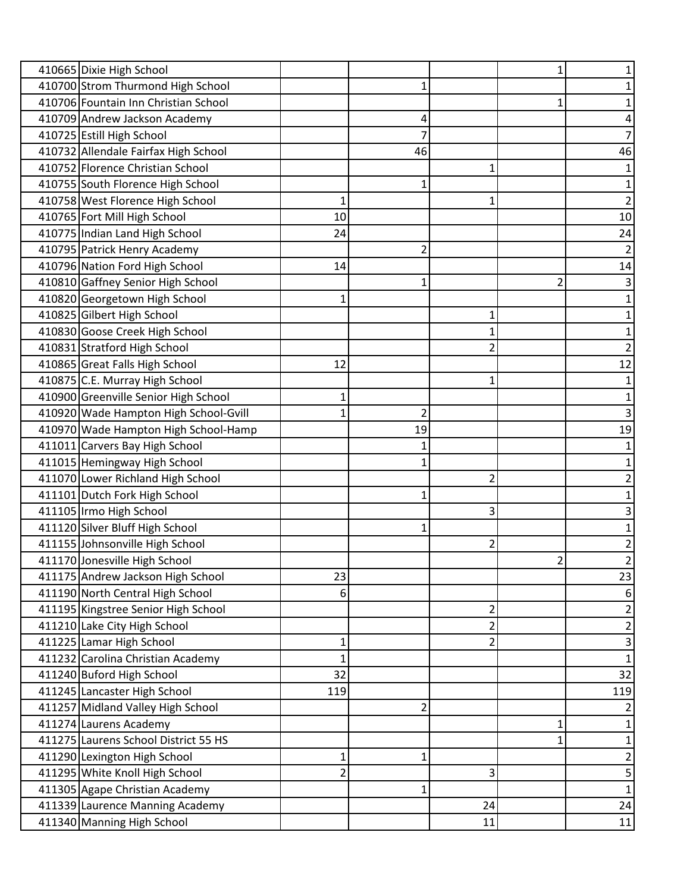| | | | | | | |
|---|---|---|---|---|---|---|
| 410665 | Dixie High School | | | | 1 | 1 |
| 410700 | Strom Thurmond High School | | 1 | | | 1 |
| 410706 | Fountain Inn Christian School | | | | 1 | 1 |
| 410709 | Andrew Jackson Academy | | 4 | | | 4 |
| 410725 | Estill High School | | 7 | | | 7 |
| 410732 | Allendale Fairfax High School | | 46 | | | 46 |
| 410752 | Florence Christian School | | | 1 | | 1 |
| 410755 | South Florence High School | | 1 | | | 1 |
| 410758 | West Florence High School | 1 | | 1 | | 2 |
| 410765 | Fort Mill High School | 10 | | | | 10 |
| 410775 | Indian Land High School | 24 | | | | 24 |
| 410795 | Patrick Henry Academy | | 2 | | | 2 |
| 410796 | Nation Ford High School | 14 | | | | 14 |
| 410810 | Gaffney Senior High School | | 1 | | 2 | 3 |
| 410820 | Georgetown High School | 1 | | | | 1 |
| 410825 | Gilbert High School | | | 1 | | 1 |
| 410830 | Goose Creek High School | | | 1 | | 1 |
| 410831 | Stratford High School | | | 2 | | 2 |
| 410865 | Great Falls High School | 12 | | | | 12 |
| 410875 | C.E. Murray High School | | | 1 | | 1 |
| 410900 | Greenville Senior High School | 1 | | | | 1 |
| 410920 | Wade Hampton High School-Gvill | 1 | 2 | | | 3 |
| 410970 | Wade Hampton High School-Hamp | | 19 | | | 19 |
| 411011 | Carvers Bay High School | | 1 | | | 1 |
| 411015 | Hemingway High School | | 1 | | | 1 |
| 411070 | Lower Richland High School | | | 2 | | 2 |
| 411101 | Dutch Fork High School | | 1 | | | 1 |
| 411105 | Irmo High School | | | 3 | | 3 |
| 411120 | Silver Bluff High School | | 1 | | | 1 |
| 411155 | Johnsonville High School | | | 2 | | 2 |
| 411170 | Jonesville High School | | | | 2 | 2 |
| 411175 | Andrew Jackson High School | 23 | | | | 23 |
| 411190 | North Central High School | 6 | | | | 6 |
| 411195 | Kingstree Senior High School | | | 2 | | 2 |
| 411210 | Lake City High School | | | 2 | | 2 |
| 411225 | Lamar High School | 1 | | 2 | | 3 |
| 411232 | Carolina Christian Academy | 1 | | | | 1 |
| 411240 | Buford High School | 32 | | | | 32 |
| 411245 | Lancaster High School | 119 | | | | 119 |
| 411257 | Midland Valley High School | | 2 | | | 2 |
| 411274 | Laurens Academy | | | | 1 | 1 |
| 411275 | Laurens School District 55 HS | | | | 1 | 1 |
| 411290 | Lexington High School | 1 | 1 | | | 2 |
| 411295 | White Knoll High School | 2 | | 3 | | 5 |
| 411305 | Agape Christian Academy | | 1 | | | 1 |
| 411339 | Laurence Manning Academy | | | 24 | | 24 |
| 411340 | Manning High School | | | 11 | | 11 |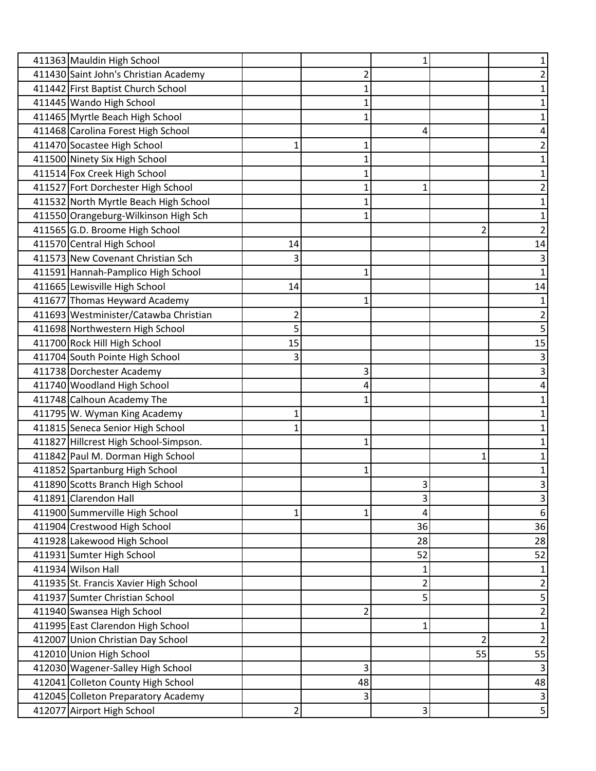| | | | | | | |
|---|---|---|---|---|---|---|
| 411363 | Mauldin High School | | | 1 | | 1 |
| 411430 | Saint John's Christian Academy | | 2 | | | 2 |
| 411442 | First Baptist Church School | | 1 | | | 1 |
| 411445 | Wando High School | | 1 | | | 1 |
| 411465 | Myrtle Beach High School | | 1 | | | 1 |
| 411468 | Carolina Forest High School | | | 4 | | 4 |
| 411470 | Socastee High School | 1 | 1 | | | 2 |
| 411500 | Ninety Six High School | | 1 | | | 1 |
| 411514 | Fox Creek High School | | 1 | | | 1 |
| 411527 | Fort Dorchester High School | | 1 | 1 | | 2 |
| 411532 | North Myrtle Beach High School | | 1 | | | 1 |
| 411550 | Orangeburg-Wilkinson High Sch | | 1 | | | 1 |
| 411565 | G.D. Broome High School | | | | 2 | 2 |
| 411570 | Central High School | 14 | | | | 14 |
| 411573 | New Covenant Christian Sch | 3 | | | | 3 |
| 411591 | Hannah-Pamplico High School | | 1 | | | 1 |
| 411665 | Lewisville High School | 14 | | | | 14 |
| 411677 | Thomas Heyward Academy | | 1 | | | 1 |
| 411693 | Westminister/Catawba Christian | 2 | | | | 2 |
| 411698 | Northwestern High School | 5 | | | | 5 |
| 411700 | Rock Hill High School | 15 | | | | 15 |
| 411704 | South Pointe High School | 3 | | | | 3 |
| 411738 | Dorchester Academy | | 3 | | | 3 |
| 411740 | Woodland High School | | 4 | | | 4 |
| 411748 | Calhoun Academy The | | 1 | | | 1 |
| 411795 | W. Wyman King Academy | 1 | | | | 1 |
| 411815 | Seneca Senior High School | 1 | | | | 1 |
| 411827 | Hillcrest High School-Simpson. | | 1 | | | 1 |
| 411842 | Paul M. Dorman High School | | | | 1 | 1 |
| 411852 | Spartanburg High School | | 1 | | | 1 |
| 411890 | Scotts Branch High School | | | 3 | | 3 |
| 411891 | Clarendon Hall | | | 3 | | 3 |
| 411900 | Summerville High School | 1 | 1 | 4 | | 6 |
| 411904 | Crestwood High School | | | 36 | | 36 |
| 411928 | Lakewood High School | | | 28 | | 28 |
| 411931 | Sumter High School | | | 52 | | 52 |
| 411934 | Wilson Hall | | | 1 | | 1 |
| 411935 | St. Francis Xavier High School | | | 2 | | 2 |
| 411937 | Sumter Christian School | | | 5 | | 5 |
| 411940 | Swansea High School | | 2 | | | 2 |
| 411995 | East Clarendon High School | | | 1 | | 1 |
| 412007 | Union Christian Day School | | | | 2 | 2 |
| 412010 | Union High School | | | | 55 | 55 |
| 412030 | Wagener-Salley High School | | 3 | | | 3 |
| 412041 | Colleton County High School | | 48 | | | 48 |
| 412045 | Colleton Preparatory Academy | | 3 | | | 3 |
| 412077 | Airport High School | 2 | | 3 | | 5 |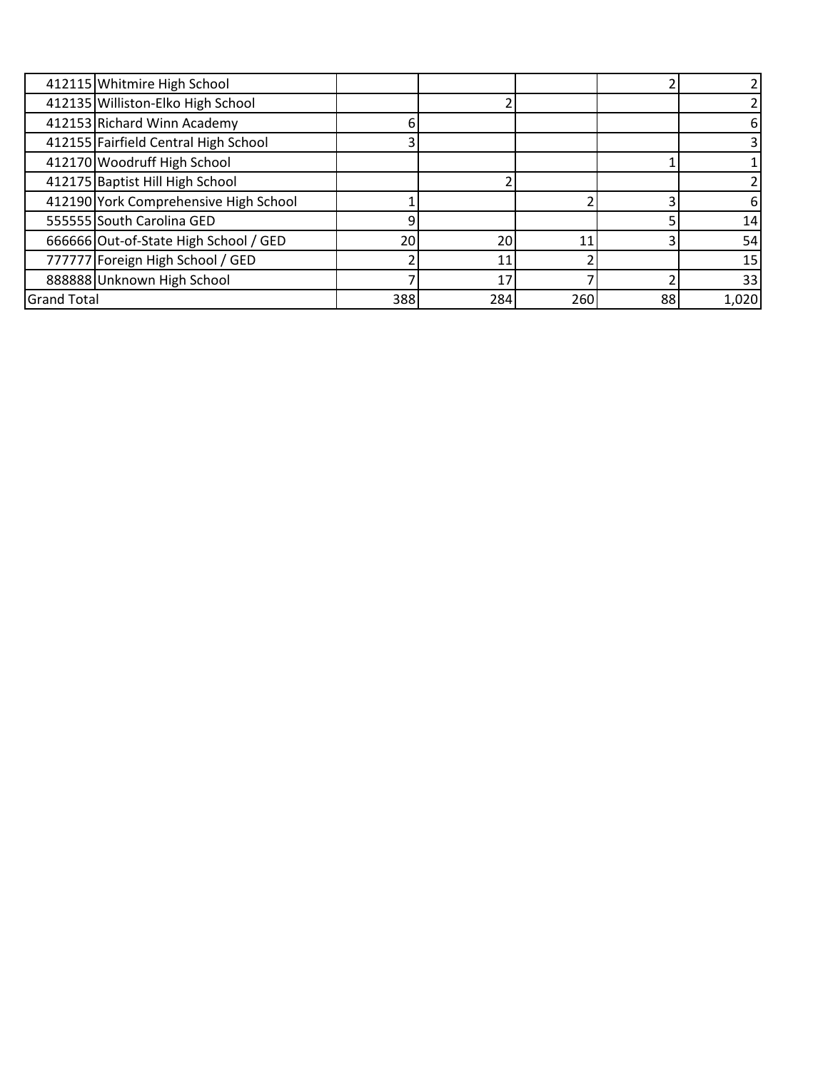| | | | | | | |
|---|---|---|---|---|---|---|
| 412115 | Whitmire High School | | | | 2 | 2 |
| 412135 | Williston-Elko High School | | 2 | | | 2 |
| 412153 | Richard Winn Academy | 6 | | | | 6 |
| 412155 | Fairfield Central High School | 3 | | | | 3 |
| 412170 | Woodruff High School | | | | 1 | 1 |
| 412175 | Baptist Hill High School | | 2 | | | 2 |
| 412190 | York Comprehensive High School | 1 | | 2 | 3 | 6 |
| 555555 | South Carolina GED | 9 | | | 5 | 14 |
| 666666 | Out-of-State High School / GED | 20 | 20 | 11 | 3 | 54 |
| 777777 | Foreign High School / GED | 2 | 11 | 2 | | 15 |
| 888888 | Unknown High School | 7 | 17 | 7 | 2 | 33 |
| Grand Total | | 388 | 284 | 260 | 88 | 1,020 |